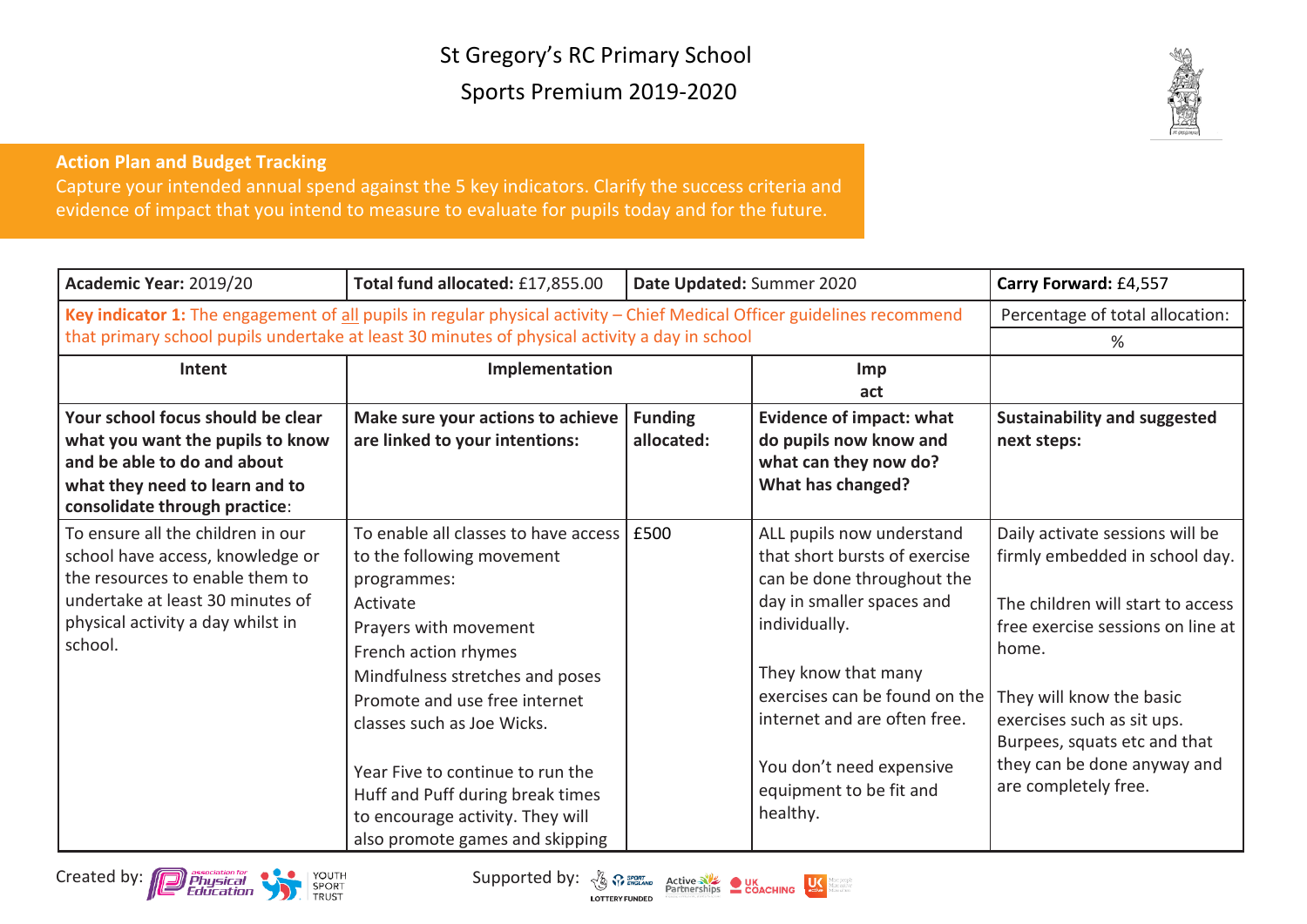# St Gregory's RC Primary School

## Sports Premium 2019-2020

**Action Plan and Budget Tracking**

Capture your intended annual spend against the 5 key indicators. Clarify the success criteria and evidence of impact that you intend to measure to evaluate for pupils today and for the future.

| **Academic Year:** 2019/20 | **Total fund allocated:** £17,855.00 | **Date Updated:** Summer 2020 | | **Carry Forward:** £4,557 |
|---|---|---|---|---|
| **Key indicator 1:** The engagement of all pupils in regular physical activity – Chief Medical Officer guidelines recommend that primary school pupils undertake at least 30 minutes of physical activity a day in school | | | | Percentage of total allocation: % |
| Intent | Implementation | | Impact | |
| **Your school focus should be clear what you want the pupils to know and be able to do and about what they need to learn and to consolidate through practice:** | **Make sure your actions to achieve are linked to your intentions:** | **Funding allocated:** | **Evidence of impact: what do pupils now know and what can they now do? What has changed?** | **Sustainability and suggested next steps:** |
| To ensure all the children in our school have access, knowledge or the resources to enable them to undertake at least 30 minutes of physical activity a day whilst in school. | To enable all classes to have access to the following movement programmes:<br>Activate<br>Prayers with movement<br>French action rhymes<br>Mindfulness stretches and poses<br>Promote and use free internet classes such as Joe Wicks.<br><br>Year Five to continue to run the Huff and Puff during break times to encourage activity. They will also promote games and skipping | £500 | ALL pupils now understand that short bursts of exercise can be done throughout the day in smaller spaces and individually.<br><br>They know that many exercises can be found on the internet and are often free.<br><br>You don't need expensive equipment to be fit and healthy. | Daily activate sessions will be firmly embedded in school day.<br><br>The children will start to access free exercise sessions on line at home.<br><br>They will know the basic exercises such as sit ups. Burpees, squats etc and that they can be done anyway and are completely free. |

Created by: Association for Physical Education, Youth Sport Trust

Supported by: Sport England, Active Partnerships, UK Coaching, UK Active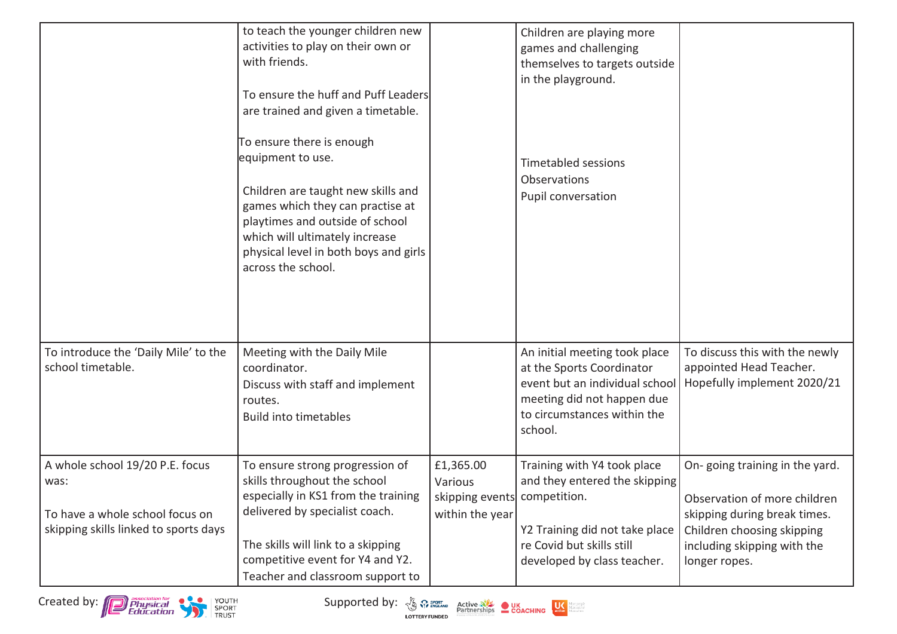| | | | | |
|---|---|---|---|---|
| | to teach the younger children new activities to play on their own or with friends.<br><br>To ensure the huff and Puff Leaders are trained and given a timetable.<br><br>To ensure there is enough equipment to use.<br><br>Children are taught new skills and games which they can practise at playtimes and outside of school which will ultimately increase physical level in both boys and girls across the school. | | Children are playing more games and challenging themselves to targets outside in the playground.<br><br>Timetabled sessions<br>Observations<br>Pupil conversation | |
| To introduce the 'Daily Mile' to the school timetable. | Meeting with the Daily Mile coordinator.<br>Discuss with staff and implement routes.<br>Build into timetables | | An initial meeting took place at the Sports Coordinator event but an individual school meeting did not happen due to circumstances within the school. | To discuss this with the newly appointed Head Teacher. Hopefully implement 2020/21 |
| A whole school 19/20 P.E. focus was:<br><br>To have a whole school focus on skipping skills linked to sports days | To ensure strong progression of skills throughout the school especially in KS1 from the training delivered by specialist coach.<br><br>The skills will link to a skipping competitive event for Y4 and Y2. Teacher and classroom support to | £1,365.00 Various skipping events within the year | Training with Y4 took place and they entered the skipping competition.<br><br>Y2 Training did not take place re Covid but skills still developed by class teacher. | On- going training in the yard.<br><br>Observation of more children skipping during break times. Children choosing skipping including skipping with the longer ropes. |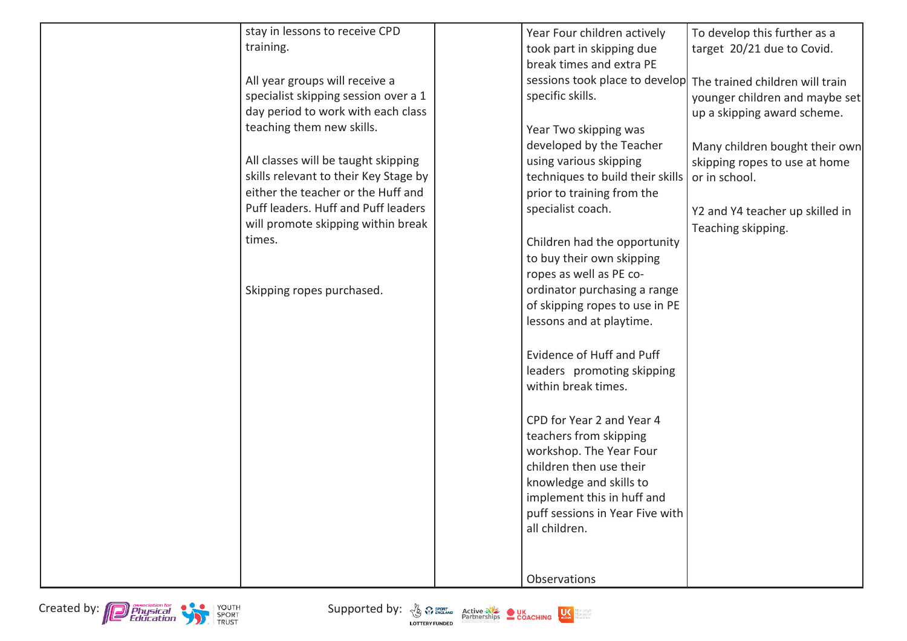| | | | | |
|---|---|---|---|---|
| | stay in lessons to receive CPD training.<br><br>All year groups will receive a specialist skipping session over a 1 day period to work with each class teaching them new skills.<br><br>All classes will be taught skipping skills relevant to their Key Stage by either the teacher or the Huff and Puff leaders. Huff and Puff leaders will promote skipping within break times.<br><br>Skipping ropes purchased. | | Year Four children actively took part in skipping due break times and extra PE sessions took place to develop specific skills.<br><br>Year Two skipping was developed by the Teacher using various skipping techniques to build their skills prior to training from the specialist coach.<br><br>Children had the opportunity to buy their own skipping ropes as well as PE co-ordinator purchasing a range of skipping ropes to use in PE lessons and at playtime.<br><br>Evidence of Huff and Puff leaders promoting skipping within break times.<br><br>CPD for Year 2 and Year 4 teachers from skipping workshop. The Year Four children then use their knowledge and skills to implement this in huff and puff sessions in Year Five with all children.<br><br>Observations | To develop this further as a target 20/21 due to Covid.<br><br>The trained children will train younger children and maybe set up a skipping award scheme.<br><br>Many children bought their own skipping ropes to use at home or in school.<br><br>Y2 and Y4 teacher up skilled in Teaching skipping. |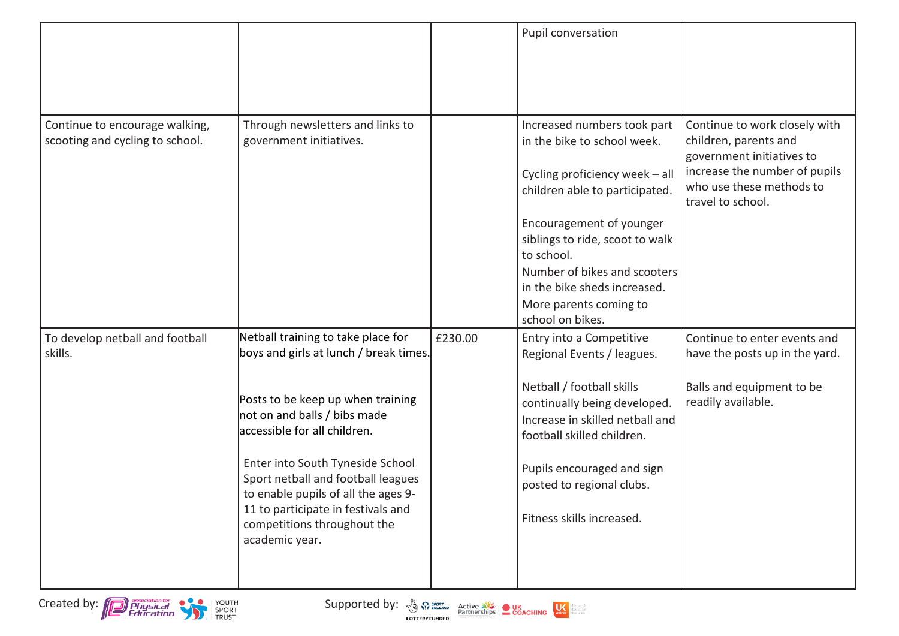| | | | | |
|---|---|---|---|---|
| | | | Pupil conversation | |
| Continue to encourage walking, scooting and cycling to school. | Through newsletters and links to government initiatives. | | Increased numbers took part in the bike to school week.<br><br>Cycling proficiency week – all children able to participated.<br><br>Encouragement of younger siblings to ride, scoot to walk to school.<br>Number of bikes and scooters in the bike sheds increased.<br>More parents coming to school on bikes. | Continue to work closely with children, parents and government initiatives to increase the number of pupils who use these methods to travel to school. |
| To develop netball and football skills. | Netball training to take place for boys and girls at lunch / break times.<br><br>Posts to be keep up when training not on and balls / bibs made accessible for all children.<br><br>Enter into South Tyneside School Sport netball and football leagues to enable pupils of all the ages 9-11 to participate in festivals and competitions throughout the academic year. | £230.00 | Entry into a Competitive Regional Events / leagues.<br><br>Netball / football skills continually being developed. Increase in skilled netball and football skilled children.<br><br>Pupils encouraged and sign posted to regional clubs.<br><br>Fitness skills increased. | Continue to enter events and have the posts up in the yard.<br><br>Balls and equipment to be readily available. |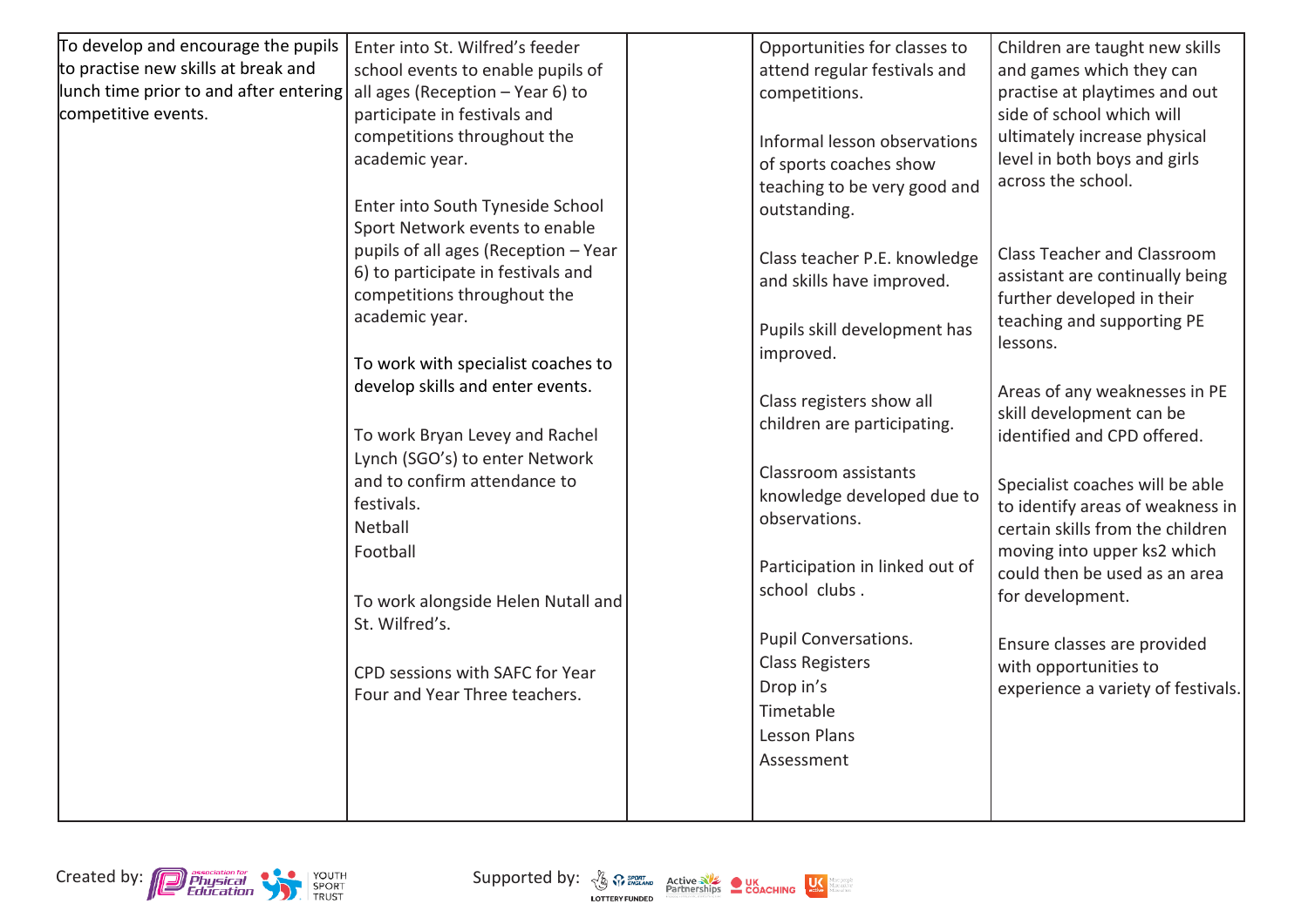| | | | | |
|---|---|---|---|---|
| To develop and encourage the pupils to practise new skills at break and lunch time prior to and after entering competitive events. | Enter into St. Wilfred's feeder school events to enable pupils of all ages (Reception – Year 6) to participate in festivals and competitions throughout the academic year.<br><br>Enter into South Tyneside School Sport Network events to enable pupils of all ages (Reception – Year 6) to participate in festivals and competitions throughout the academic year.<br><br>To work with specialist coaches to develop skills and enter events.<br><br>To work Bryan Levey and Rachel Lynch (SGO's) to enter Network and to confirm attendance to festivals.<br>Netball<br>Football<br><br>To work alongside Helen Nutall and St. Wilfred's.<br><br>CPD sessions with SAFC for Year Four and Year Three teachers. | | Opportunities for classes to attend regular festivals and competitions.<br><br>Informal lesson observations of sports coaches show teaching to be very good and outstanding.<br><br>Class teacher P.E. knowledge and skills have improved.<br><br>Pupils skill development has improved.<br><br>Class registers show all children are participating.<br><br>Classroom assistants knowledge developed due to observations.<br><br>Participation in linked out of school clubs .<br><br>Pupil Conversations.<br>Class Registers<br>Drop in's<br>Timetable<br>Lesson Plans<br>Assessment | Children are taught new skills and games which they can practise at playtimes and out side of school which will ultimately increase physical level in both boys and girls across the school.<br><br>Class Teacher and Classroom assistant are continually being further developed in their teaching and supporting PE lessons.<br><br>Areas of any weaknesses in PE skill development can be identified and CPD offered.<br><br>Specialist coaches will be able to identify areas of weakness in certain skills from the children moving into upper ks2 which could then be used as an area for development.<br><br>Ensure classes are provided with opportunities to experience a variety of festivals. |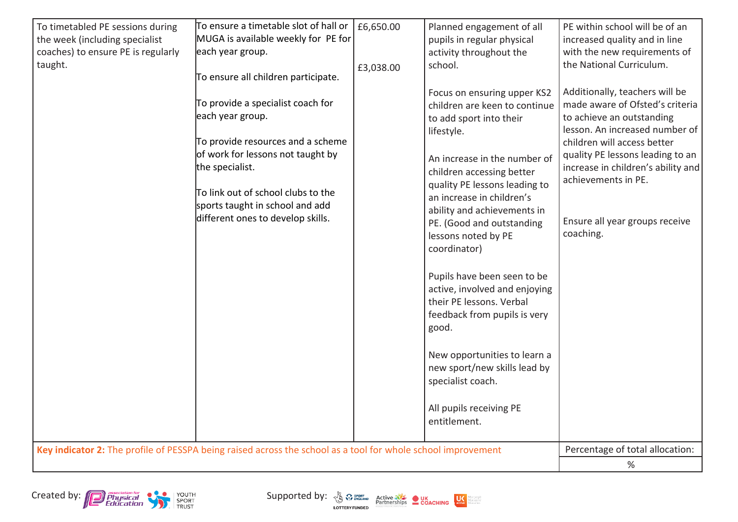| | | | | |
|---|---|---|---|---|
| To timetabled PE sessions during the week (including specialist coaches) to ensure PE is regularly taught. | To ensure a timetable slot of hall or MUGA is available weekly for PE for each year group.<br><br>To ensure all children participate.<br><br>To provide a specialist coach for each year group.<br><br>To provide resources and a scheme of work for lessons not taught by the specialist.<br><br>To link out of school clubs to the sports taught in school and add different ones to develop skills. | £6,650.00<br><br>£3,038.00 | Planned engagement of all pupils in regular physical activity throughout the school.<br><br>Focus on ensuring upper KS2 children are keen to continue to add sport into their lifestyle.<br><br>An increase in the number of children accessing better quality PE lessons leading to an increase in children's ability and achievements in PE. (Good and outstanding lessons noted by PE coordinator)<br><br>Pupils have been seen to be active, involved and enjoying their PE lessons. Verbal feedback from pupils is very good.<br><br>New opportunities to learn a new sport/new skills lead by specialist coach.<br><br>All pupils receiving PE entitlement. | PE within school will be of an increased quality and in line with the new requirements of the National Curriculum.<br><br>Additionally, teachers will be made aware of Ofsted's criteria to achieve an outstanding lesson. An increased number of children will access better quality PE lessons leading to an increase in children's ability and achievements in PE.<br><br>Ensure all year groups receive coaching. |

| **Key indicator 2:** The profile of PESSPA being raised across the school as a tool for whole school improvement | Percentage of total allocation: |
|---|---|
| | % |

Created by: association for Physical Education, Youth Sport Trust

Supported by: Sport England, Lottery Funded, Active Partnerships, UK Coaching, UK Active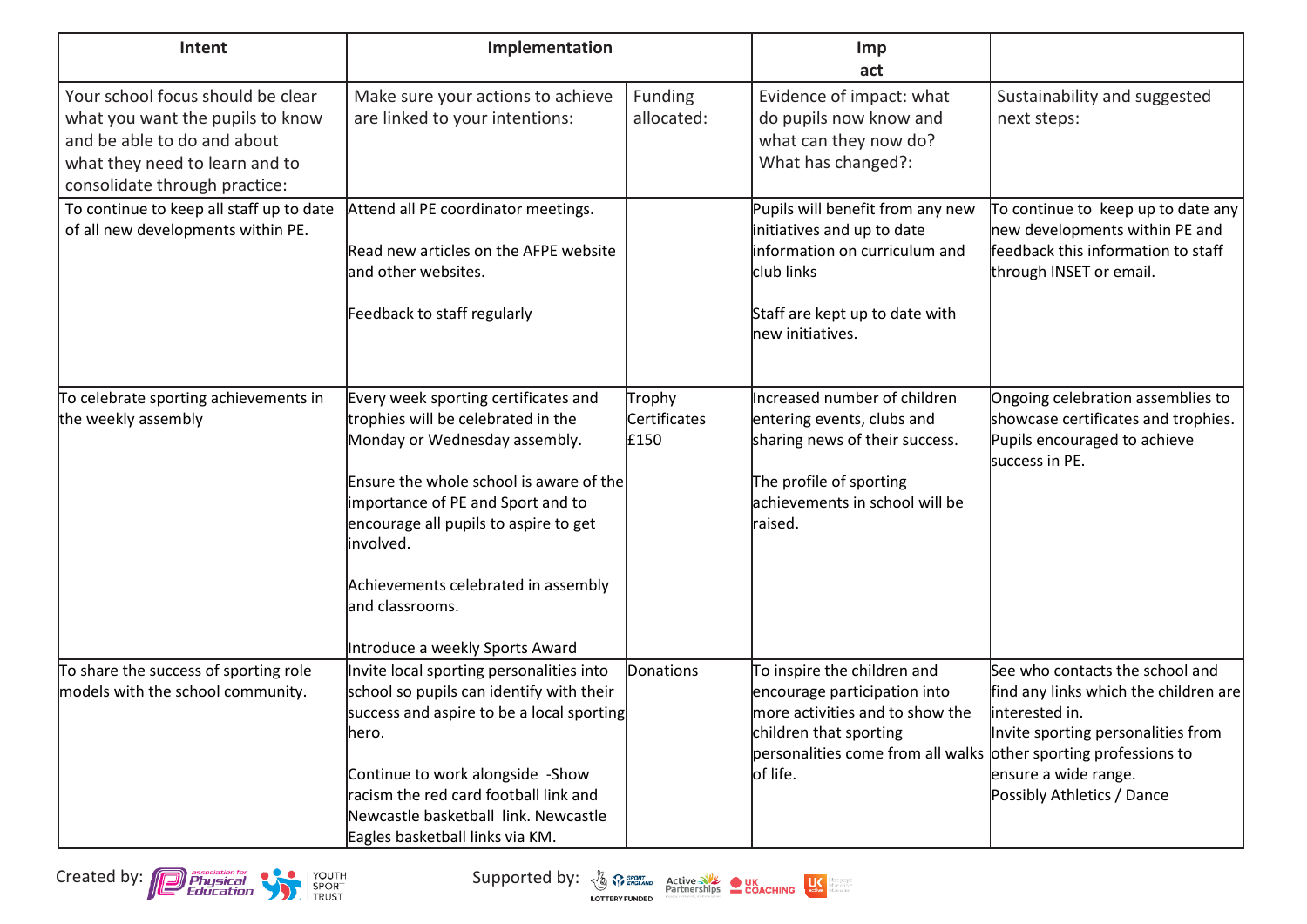| Intent | Implementation | | Impact | |
|---|---|---|---|---|
| Your school focus should be clear what you want the pupils to know and be able to do and about what they need to learn and to consolidate through practice: | Make sure your actions to achieve are linked to your intentions: | Funding allocated: | Evidence of impact: what do pupils now know and what can they now do? What has changed?: | Sustainability and suggested next steps: |
| To continue to keep all staff up to date of all new developments within PE. | Attend all PE coordinator meetings.<br><br>Read new articles on the AFPE website and other websites.<br><br>Feedback to staff regularly | | Pupils will benefit from any new initiatives and up to date information on curriculum and club links<br><br>Staff are kept up to date with new initiatives. | To continue to keep up to date any new developments within PE and feedback this information to staff through INSET or email. |
| To celebrate sporting achievements in the weekly assembly | Every week sporting certificates and trophies will be celebrated in the Monday or Wednesday assembly.<br><br>Ensure the whole school is aware of the importance of PE and Sport and to encourage all pupils to aspire to get involved.<br><br>Achievements celebrated in assembly and classrooms.<br><br>Introduce a weekly Sports Award | Trophy Certificates £150 | Increased number of children entering events, clubs and sharing news of their success.<br><br>The profile of sporting achievements in school will be raised. | Ongoing celebration assemblies to showcase certificates and trophies. Pupils encouraged to achieve success in PE. |
| To share the success of sporting role models with the school community. | Invite local sporting personalities into school so pupils can identify with their success and aspire to be a local sporting hero.<br><br>Continue to work alongside -Show racism the red card football link and Newcastle basketball link. Newcastle Eagles basketball links via KM. | Donations | To inspire the children and encourage participation into more activities and to show the children that sporting personalities come from all walks of life. | See who contacts the school and find any links which the children are interested in.<br>Invite sporting personalities from other sporting professions to ensure a wide range.<br>Possibly Athletics / Dance |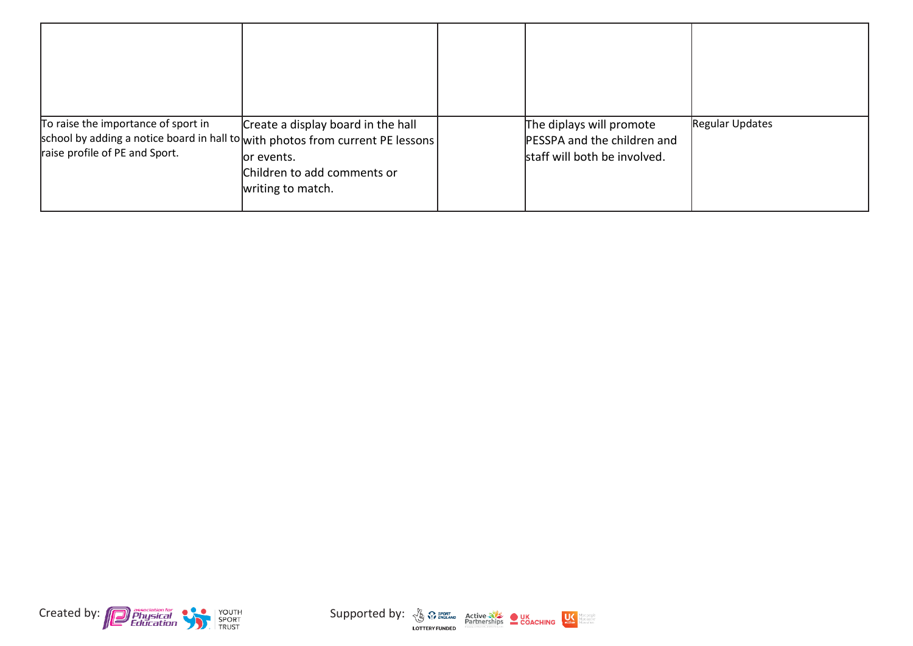|  |  |  |  |  |
|---|---|---|---|---|
|  |  |  |  |  |
| To raise the importance of sport in school by adding a notice board in hall to raise profile of PE and Sport. | Create a display board in the hall with photos from current PE lessons or events. Children to add comments or writing to match. |  | The diplays will promote PESSPA and the children and staff will both be involved. | Regular Updates |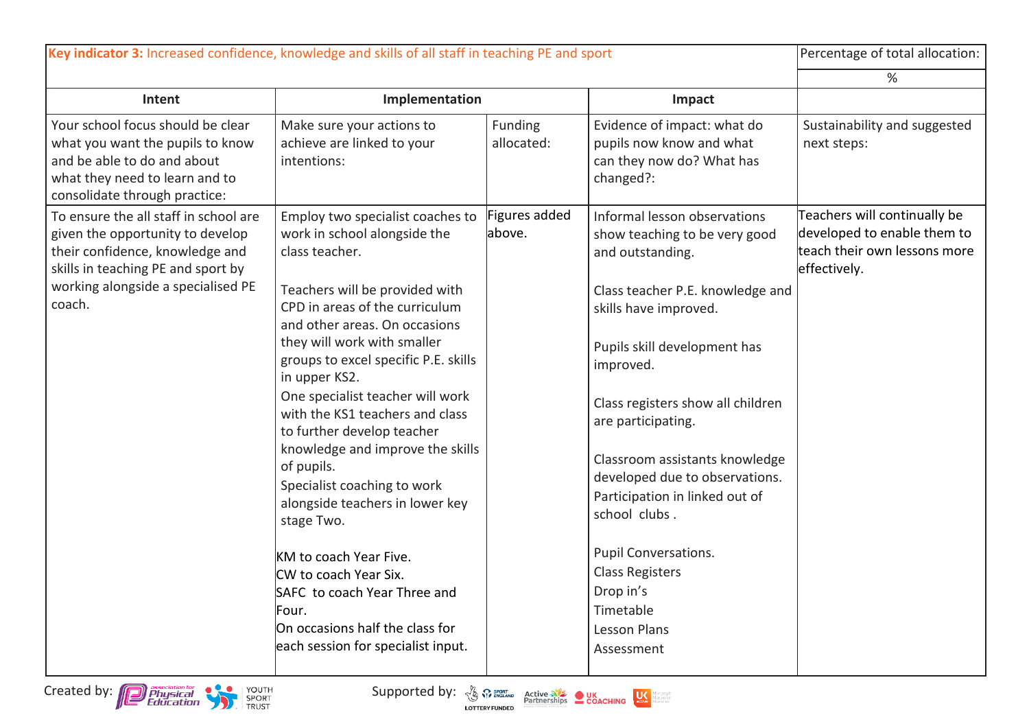| **Key indicator 3:** Increased confidence, knowledge and skills of all staff in teaching PE and sport | | | | Percentage of total allocation: |
|---|---|---|---|---|
| | | | | % |
| **Intent** | **Implementation** | | **Impact** | |
| Your school focus should be clear what you want the pupils to know and be able to do and about what they need to learn and to consolidate through practice: | Make sure your actions to achieve are linked to your intentions: | Funding allocated: | Evidence of impact: what do pupils now know and what can they now do? What has changed?: | Sustainability and suggested next steps: |
| To ensure the all staff in school are given the opportunity to develop their confidence, knowledge and skills in teaching PE and sport by working alongside a specialised PE coach. | Employ two specialist coaches to work in school alongside the class teacher.<br><br>Teachers will be provided with CPD in areas of the curriculum and other areas. On occasions they will work with smaller groups to excel specific P.E. skills in upper KS2.<br>One specialist teacher will work with the KS1 teachers and class to further develop teacher knowledge and improve the skills of pupils.<br>Specialist coaching to work alongside teachers in lower key stage Two.<br><br>KM to coach Year Five.<br>CW to coach Year Six.<br>SAFC to coach Year Three and Four.<br>On occasions half the class for each session for specialist input. | Figures added above. | Informal lesson observations show teaching to be very good and outstanding.<br><br>Class teacher P.E. knowledge and skills have improved.<br><br>Pupils skill development has improved.<br><br>Class registers show all children are participating.<br><br>Classroom assistants knowledge developed due to observations.<br>Participation in linked out of school clubs .<br><br>Pupil Conversations.<br>Class Registers<br>Drop in's<br>Timetable<br>Lesson Plans<br>Assessment | Teachers will continually be developed to enable them to teach their own lessons more effectively. |

Created by: Association for Physical Education, Youth Sport Trust

Supported by: Sport England (Lottery Funded), Active Partnerships, UK Coaching, UK Active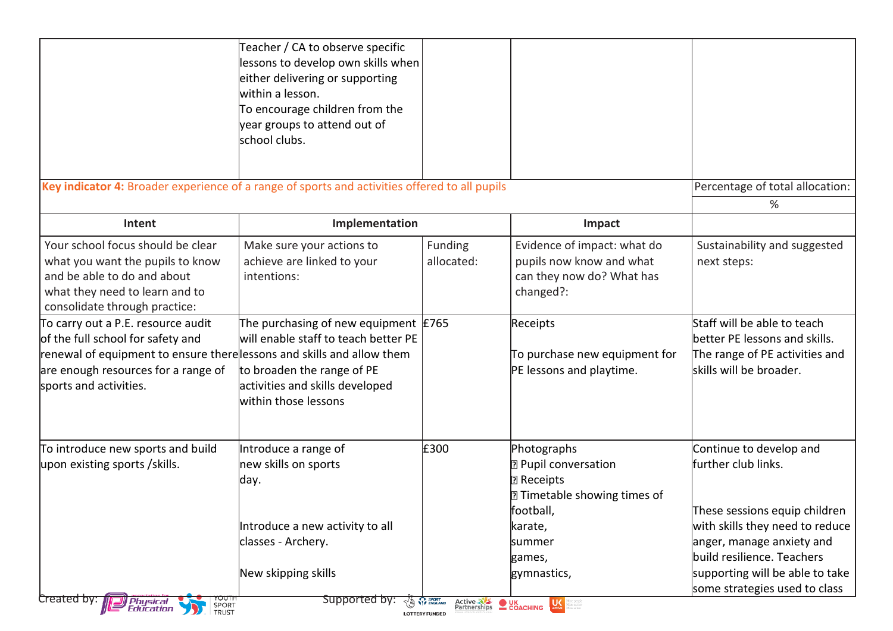| | | | | |
|---|---|---|---|---|
| | Teacher / CA to observe specific lessons to develop own skills when either delivering or supporting within a lesson.<br>To encourage children from the year groups to attend out of school clubs. | | | |

| **Key indicator 4:** Broader experience of a range of sports and activities offered to all pupils | | | | Percentage of total allocation:<br>% |
|---|---|---|---|---|
| **Intent** | **Implementation** | | **Impact** | |
| Your school focus should be clear what you want the pupils to know and be able to do and about what they need to learn and to consolidate through practice: | Make sure your actions to achieve are linked to your intentions: | Funding allocated: | Evidence of impact: what do pupils now know and what can they now do? What has changed?: | Sustainability and suggested next steps: |
| To carry out a P.E. resource audit of the full school for safety and renewal of equipment to ensure there are enough resources for a range of sports and activities. | The purchasing of new equipment will enable staff to teach better PE lessons and skills and allow them to broaden the range of PE activities and skills developed within those lessons | £765 | Receipts<br><br>To purchase new equipment for PE lessons and playtime. | Staff will be able to teach better PE lessons and skills. The range of PE activities and skills will be broader. |
| To introduce new sports and build upon existing sports /skills. | Introduce a range of new skills on sports day.<br><br>Introduce a new activity to all classes - Archery.<br><br>New skipping skills | £300 | Photographs<br>Pupil conversation<br>Receipts<br>Timetable showing times of football, karate, summer games, gymnastics, | Continue to develop and further club links.<br><br>These sessions equip children with skills they need to reduce anger, manage anxiety and build resilience. Teachers supporting will be able to take some strategies used to class |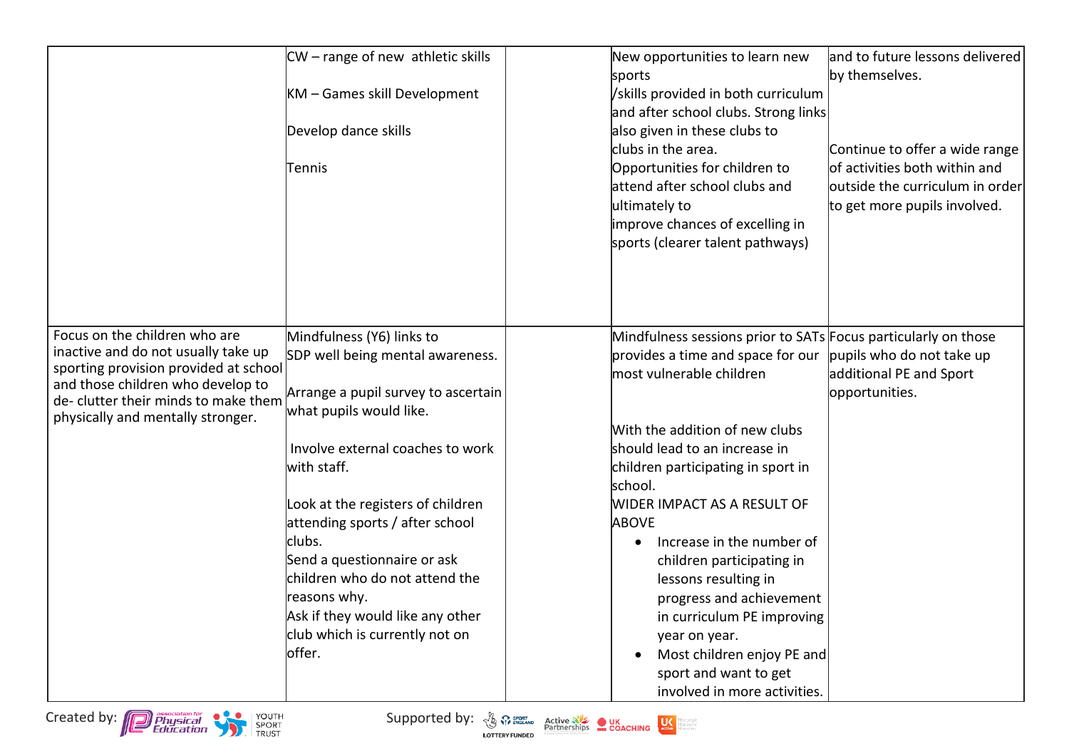| | | | | |
|---|---|---|---|---|
| | CW – range of new athletic skills<br><br>KM – Games skill Development<br><br>Develop dance skills<br><br>Tennis | | New opportunities to learn new sports<br>/skills provided in both curriculum and after school clubs. Strong links also given in these clubs to clubs in the area.<br>Opportunities for children to attend after school clubs and ultimately to<br>improve chances of excelling in sports (clearer talent pathways) | and to future lessons delivered by themselves.<br><br>Continue to offer a wide range of activities both within and outside the curriculum in order to get more pupils involved. |
| Focus on the children who are inactive and do not usually take up sporting provision provided at school and those children who develop to de- clutter their minds to make them physically and mentally stronger. | Mindfulness (Y6) links to SDP well being mental awareness.<br><br>Arrange a pupil survey to ascertain what pupils would like.<br><br>Involve external coaches to work with staff.<br><br>Look at the registers of children attending sports / after school clubs.<br>Send a questionnaire or ask children who do not attend the reasons why.<br>Ask if they would like any other club which is currently not on offer. | | Mindfulness sessions prior to SATs provides a time and space for our most vulnerable children<br><br>With the addition of new clubs should lead to an increase in children participating in sport in school.<br>WIDER IMPACT AS A RESULT OF ABOVE<br>• Increase in the number of children participating in lessons resulting in progress and achievement in curriculum PE improving year on year.<br>• Most children enjoy PE and sport and want to get involved in more activities. | Focus particularly on those pupils who do not take up additional PE and Sport opportunities. |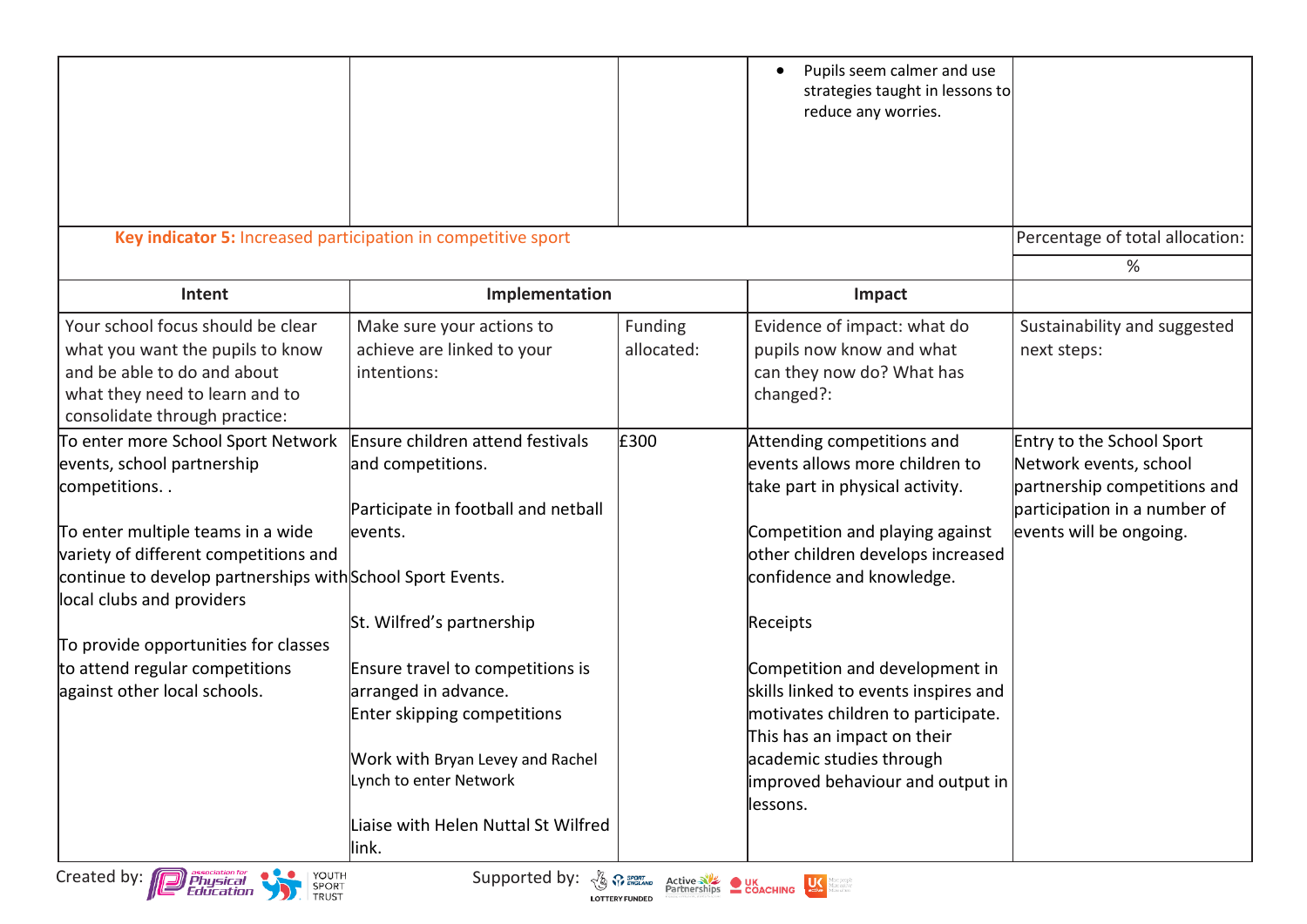| | | | | |
|---|---|---|---|---|
| | | | • Pupils seem calmer and use strategies taught in lessons to reduce any worries. | |

| **Key indicator 5:** Increased participation in competitive sport | | | | Percentage of total allocation: |
|---|---|---|---|---|
| | | | | % |
| **Intent** | **Implementation** | | **Impact** | |
| Your school focus should be clear what you want the pupils to know and be able to do and about what they need to learn and to consolidate through practice: | Make sure your actions to achieve are linked to your intentions: | Funding allocated: | Evidence of impact: what do pupils now know and what can they now do? What has changed?: | Sustainability and suggested next steps: |
| To enter more School Sport Network events, school partnership competitions. .<br><br>To enter multiple teams in a wide variety of different competitions and continue to develop partnerships with local clubs and providers<br><br>To provide opportunities for classes to attend regular competitions against other local schools. | Ensure children attend festivals and competitions.<br><br>Participate in football and netball events.<br><br>School Sport Events.<br><br>St. Wilfred's partnership<br><br>Ensure travel to competitions is arranged in advance.<br>Enter skipping competitions<br><br>Work with Bryan Levey and Rachel Lynch to enter Network<br><br>Liaise with Helen Nuttal St Wilfred link. | £300 | Attending competitions and events allows more children to take part in physical activity.<br><br>Competition and playing against other children develops increased confidence and knowledge.<br><br>Receipts<br><br>Competition and development in skills linked to events inspires and motivates children to participate. This has an impact on their academic studies through improved behaviour and output in lessons. | Entry to the School Sport Network events, school partnership competitions and participation in a number of events will be ongoing. |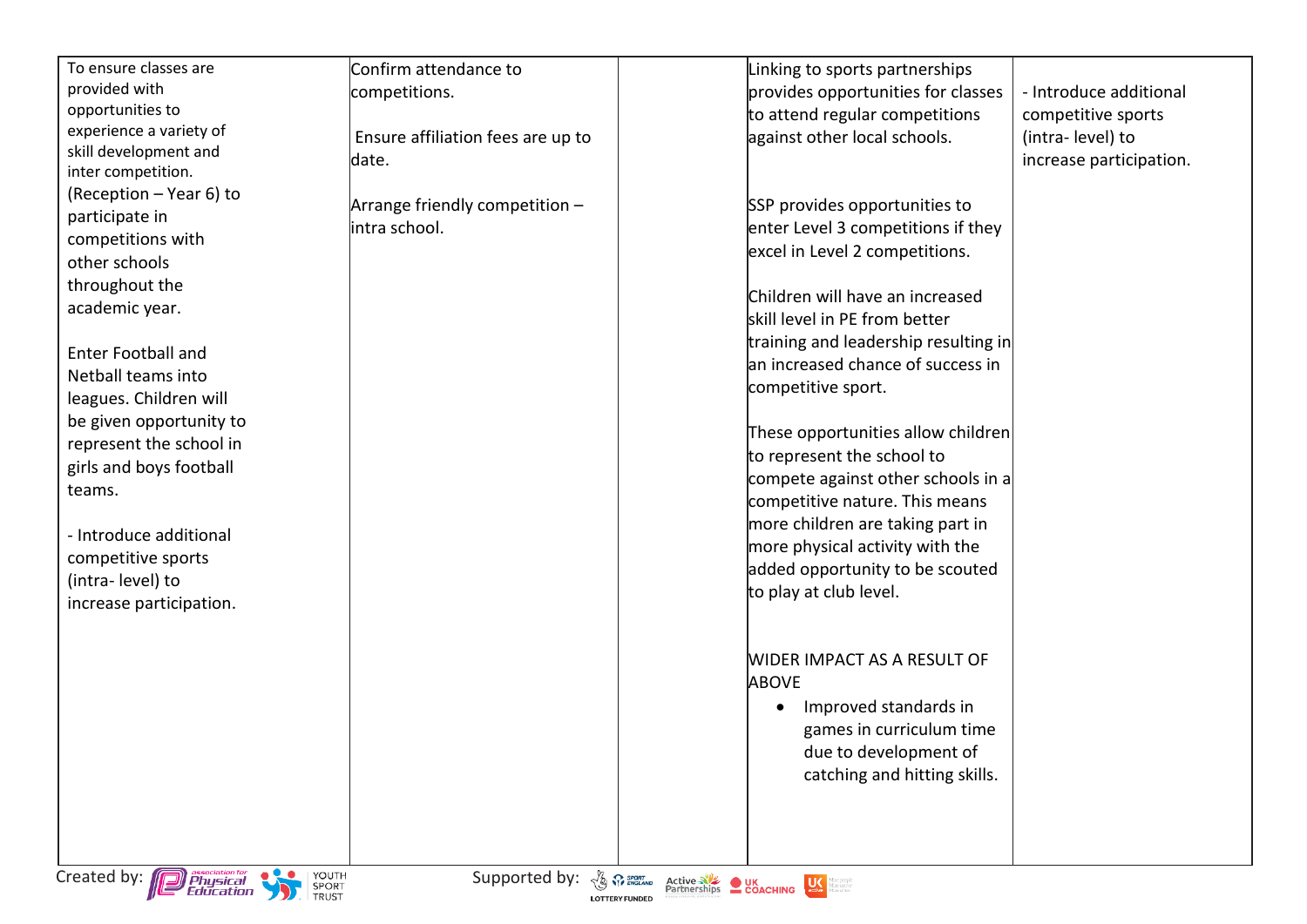| | | | | |
|---|---|---|---|---|
| To ensure classes are provided with opportunities to experience a variety of skill development and inter competition. (Reception – Year 6) to participate in competitions with other schools throughout the academic year.<br><br>Enter Football and Netball teams into leagues. Children will be given opportunity to represent the school in girls and boys football teams.<br><br>- Introduce additional competitive sports (intra- level) to increase participation. | Confirm attendance to competitions.<br><br>Ensure affiliation fees are up to date.<br><br>Arrange friendly competition – intra school. | | Linking to sports partnerships provides opportunities for classes to attend regular competitions against other local schools.<br><br>SSP provides opportunities to enter Level 3 competitions if they excel in Level 2 competitions.<br><br>Children will have an increased skill level in PE from better training and leadership resulting in an increased chance of success in competitive sport.<br><br>These opportunities allow children to represent the school to compete against other schools in a competitive nature. This means more children are taking part in more physical activity with the added opportunity to be scouted to play at club level.<br><br>WIDER IMPACT AS A RESULT OF ABOVE<br><br>• Improved standards in games in curriculum time due to development of catching and hitting skills. | - Introduce additional competitive sports (intra- level) to increase participation. |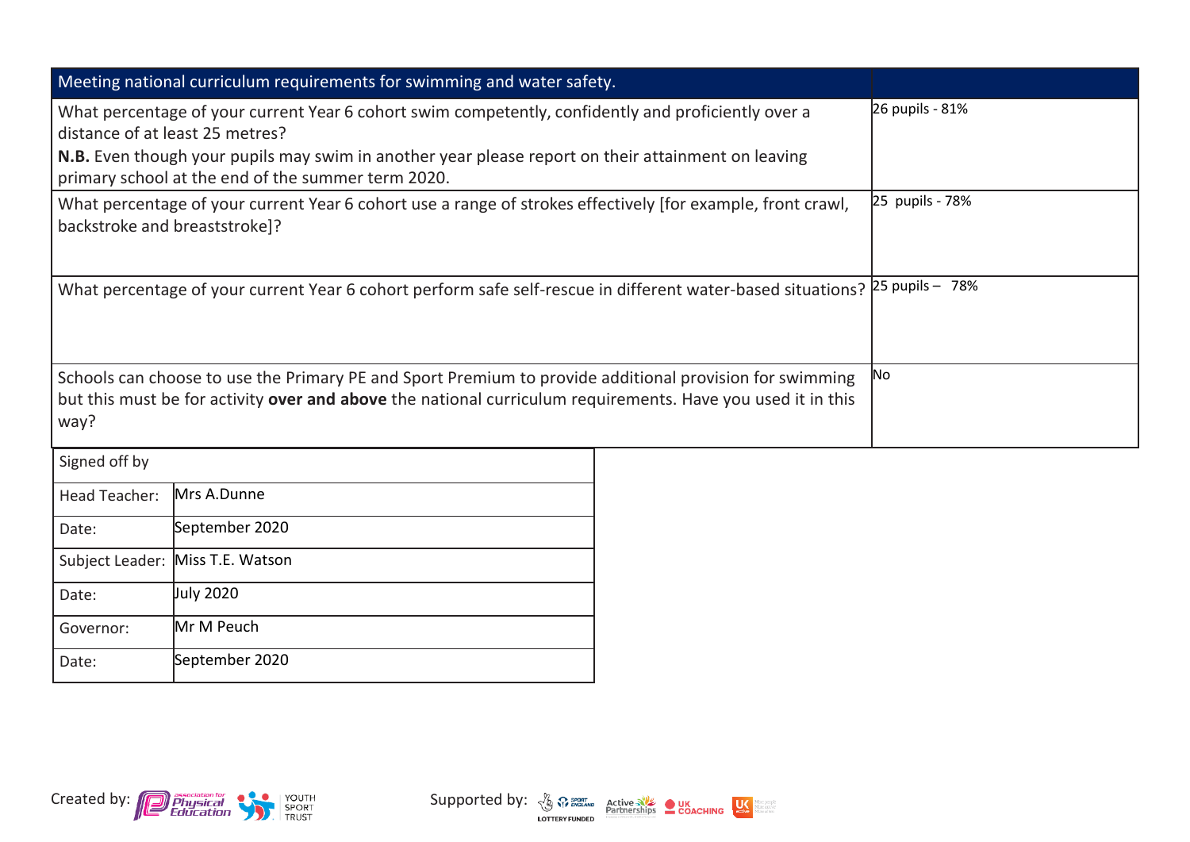| Meeting national curriculum requirements for swimming and water safety. | |
|---|---|
| What percentage of your current Year 6 cohort swim competently, confidently and proficiently over a distance of at least 25 metres? **N.B.** Even though your pupils may swim in another year please report on their attainment on leaving primary school at the end of the summer term 2020. | 26 pupils - 81% |
| What percentage of your current Year 6 cohort use a range of strokes effectively [for example, front crawl, backstroke and breaststroke]? | 25 pupils - 78% |
| What percentage of your current Year 6 cohort perform safe self-rescue in different water-based situations? | 25 pupils – 78% |
| Schools can choose to use the Primary PE and Sport Premium to provide additional provision for swimming but this must be for activity **over and above** the national curriculum requirements. Have you used it in this way? | No |

| Signed off by | |
|---|---|
| Head Teacher: | Mrs A.Dunne |
| Date: | September 2020 |
| Subject Leader: | Miss T.E. Watson |
| Date: | July 2020 |
| Governor: | Mr M Peuch |
| Date: | September 2020 |

Created by: association for Physical Education, Youth Sport Trust

Supported by: Lottery Funded, Sport England, Active Partnerships, UK Coaching, UK Active